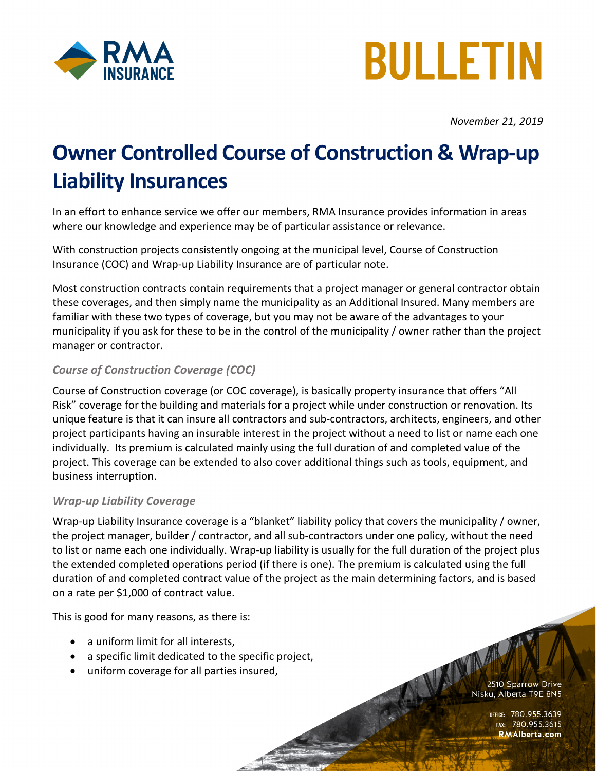# BULLETIN

*November 21, 2019*

# Owner Controlled Course of Construction & Wrap-up Liability Insurances

In an effort to enhance service we offer our members, RMA Insurance provides information in areas where our knowledge and experience may be of particular assistance or relevance.

With construction projects consistently ongoing at the municipal level, Course of Construction Insurance (COC) and Wrap-up Liability Insurance are of particular note.

Most construction contracts contain requirements that a project manager or general contractor obtain these coverages, and then simply name the municipality as an Additional Insured. Many members are familiar with these two types of coverage, but you may not be aware of the advantages to your municipality if you ask for these to be in the control of the municipality / owner rather than the project manager or contractor.

### *Course of Construction Coverage (COC)*

Course of Construction coverage (or COC coverage), is basically property insurance that offers "All Risk" coverage for the building and materials for a project while under construction or renovation. Its unique feature is that it can insure all contractors and sub-contractors, architects, engineers, and other project participants having an insurable interest in the project without a need to list or name each one individually. Its premium is calculated mainly using the full duration of and completed value of the project. This coverage can be extended to also cover additional things such as tools, equipment, and business interruption.

### *Wrap-up Liability Coverage*

Wrap-up Liability Insurance coverage is a "blanket" liability policy that covers the municipality / owner, the project manager, builder / contractor, and all sub-contractors under one policy, without the need to list or name each one individually. Wrap-up liability is usually for the full duration of the project plus the extended completed operations period (if there is one). The premium is calculated using the full duration of and completed contract value of the project as the main determining factors, and is based on a rate per $1,000 of contract value.

This is good for many reasons, as there is:

- a uniform limit for all interests,
- a specific limit dedicated to the specific project,
- uniform coverage for all parties insured,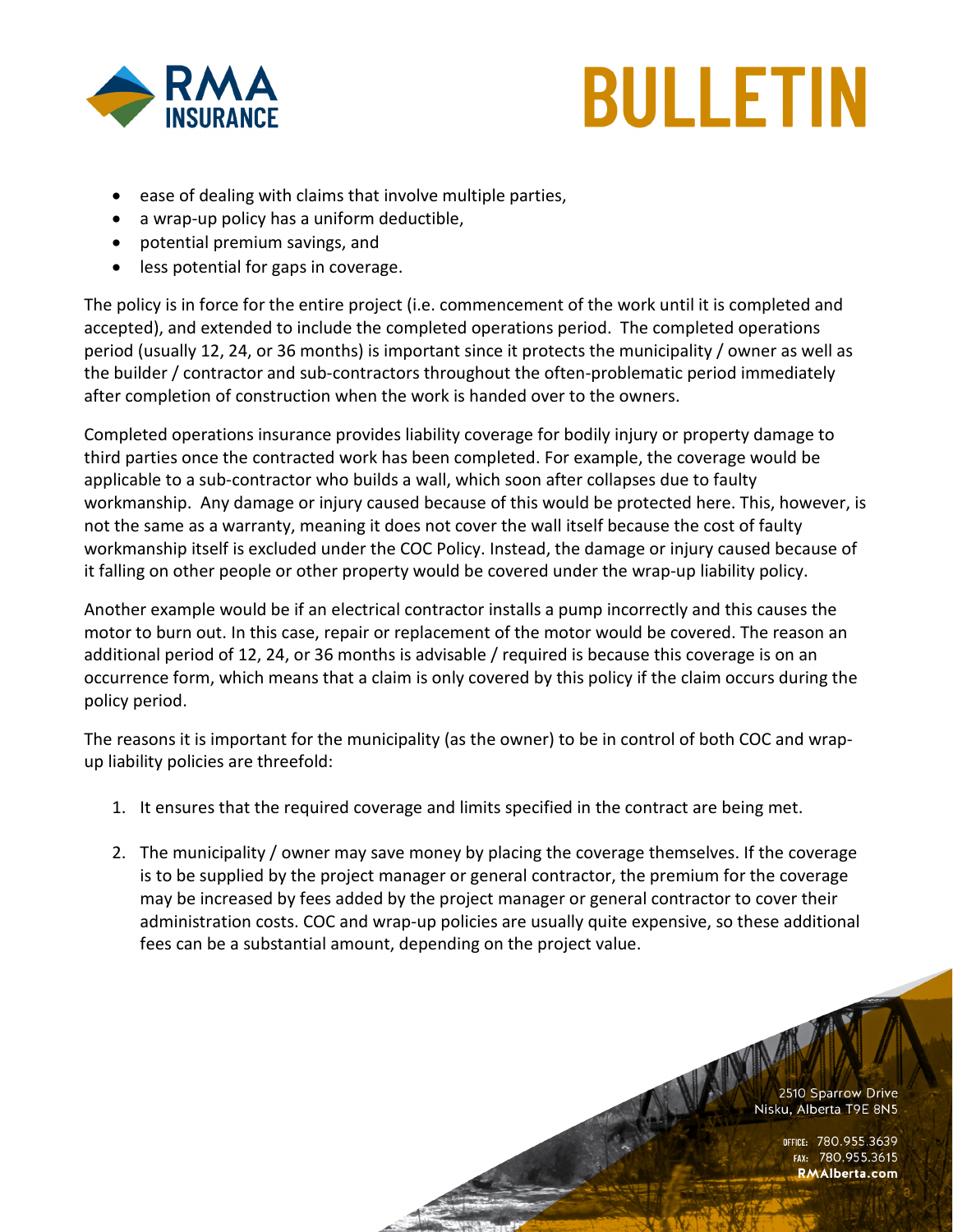- ease of dealing with claims that involve multiple parties,
- a wrap-up policy has a uniform deductible,
- potential premium savings, and
- less potential for gaps in coverage.

The policy is in force for the entire project (i.e. commencement of the work until it is completed and accepted), and extended to include the completed operations period. The completed operations period (usually 12, 24, or 36 months) is important since it protects the municipality / owner as well as the builder / contractor and sub-contractors throughout the often-problematic period immediately after completion of construction when the work is handed over to the owners.

Completed operations insurance provides liability coverage for bodily injury or property damage to third parties once the contracted work has been completed. For example, the coverage would be applicable to a sub-contractor who builds a wall, which soon after collapses due to faulty workmanship. Any damage or injury caused because of this would be protected here. This, however, is not the same as a warranty, meaning it does not cover the wall itself because the cost of faulty workmanship itself is excluded under the COC Policy. Instead, the damage or injury caused because of it falling on other people or other property would be covered under the wrap-up liability policy.

Another example would be if an electrical contractor installs a pump incorrectly and this causes the motor to burn out. In this case, repair or replacement of the motor would be covered. The reason an additional period of 12, 24, or 36 months is advisable / required is because this coverage is on an occurrence form, which means that a claim is only covered by this policy if the claim occurs during the policy period.

The reasons it is important for the municipality (as the owner) to be in control of both COC and wrap-up liability policies are threefold:

1. It ensures that the required coverage and limits specified in the contract are being met.

2. The municipality / owner may save money by placing the coverage themselves. If the coverage is to be supplied by the project manager or general contractor, the premium for the coverage may be increased by fees added by the project manager or general contractor to cover their administration costs. COC and wrap-up policies are usually quite expensive, so these additional fees can be a substantial amount, depending on the project value.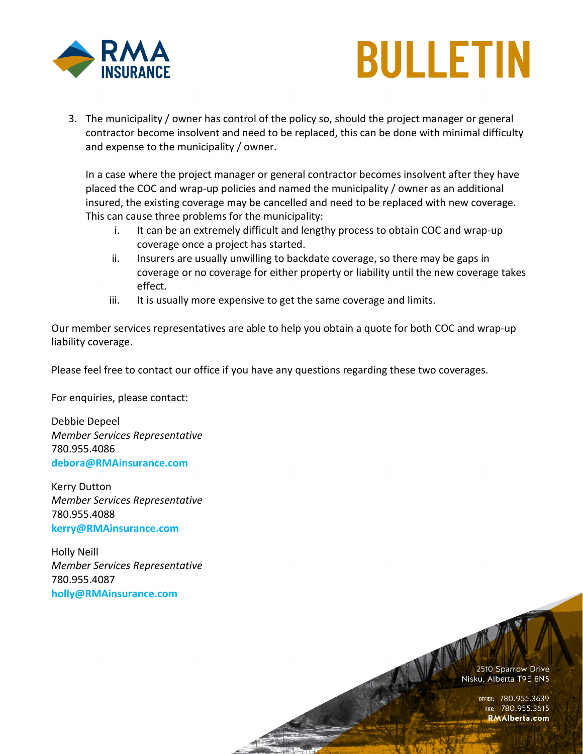3. The municipality / owner has control of the policy so, should the project manager or general contractor become insolvent and need to be replaced, this can be done with minimal difficulty and expense to the municipality / owner.

   In a case where the project manager or general contractor becomes insolvent after they have placed the COC and wrap-up policies and named the municipality / owner as an additional insured, the existing coverage may be cancelled and need to be replaced with new coverage. This can cause three problems for the municipality:

   i. It can be an extremely difficult and lengthy process to obtain COC and wrap-up coverage once a project has started.
   ii. Insurers are usually unwilling to backdate coverage, so there may be gaps in coverage or no coverage for either property or liability until the new coverage takes effect.
   iii. It is usually more expensive to get the same coverage and limits.

Our member services representatives are able to help you obtain a quote for both COC and wrap-up liability coverage.

Please feel free to contact our office if you have any questions regarding these two coverages.

For enquiries, please contact:

Debbie Depeel
*Member Services Representative*
780.955.4086
**debora@RMAinsurance.com**

Kerry Dutton
*Member Services Representative*
780.955.4088
**kerry@RMAinsurance.com**

Holly Neill
*Member Services Representative*
780.955.4087
**holly@RMAinsurance.com**

2510 Sparrow Drive
Nisku, Alberta T9E 8N5

OFFICE: 780.955.3639
FAX: 780.955.3615
**RMAlberta.com**